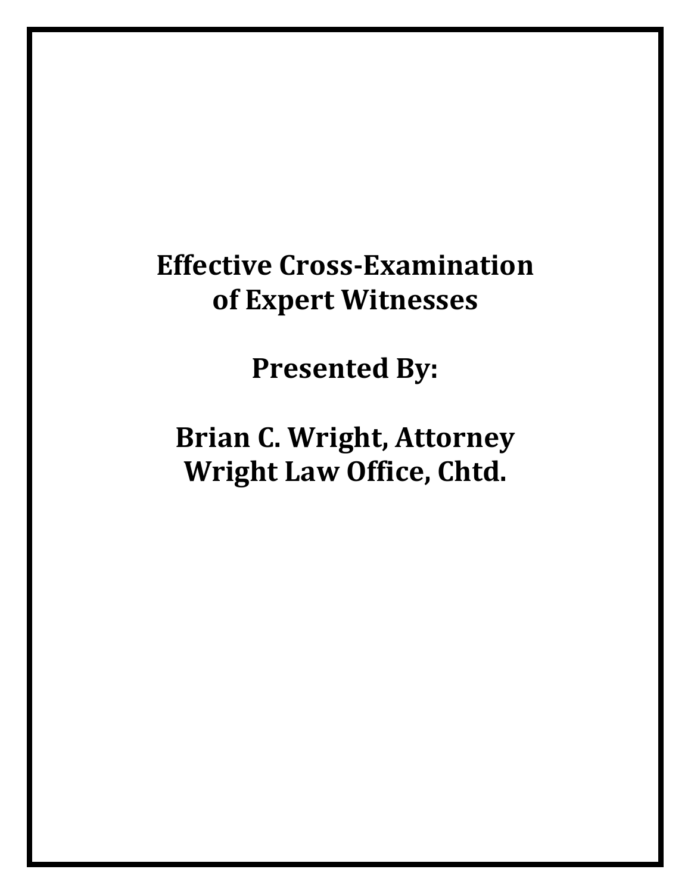# Effective Cross-Examination of Expert Witnesses

**Presented By:**

**Brian C. Wright, Attorney**
**Wright Law Office, Chtd.**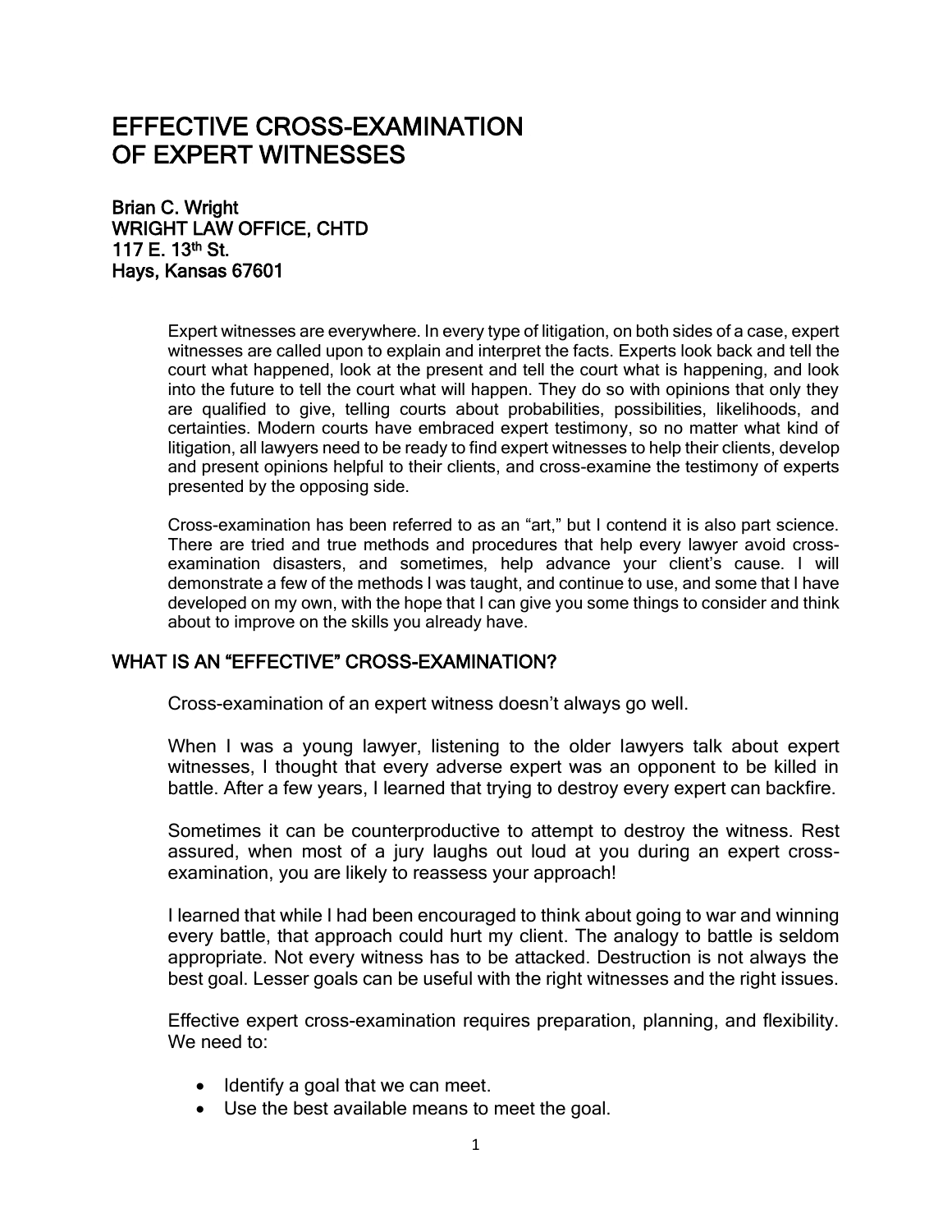# EFFECTIVE CROSS-EXAMINATION OF EXPERT WITNESSES

**Brian C. Wright**
**WRIGHT LAW OFFICE, CHTD**
**117 E. 13th St.**
**Hays, Kansas 67601**

Expert witnesses are everywhere. In every type of litigation, on both sides of a case, expert witnesses are called upon to explain and interpret the facts. Experts look back and tell the court what happened, look at the present and tell the court what is happening, and look into the future to tell the court what will happen. They do so with opinions that only they are qualified to give, telling courts about probabilities, possibilities, likelihoods, and certainties. Modern courts have embraced expert testimony, so no matter what kind of litigation, all lawyers need to be ready to find expert witnesses to help their clients, develop and present opinions helpful to their clients, and cross-examine the testimony of experts presented by the opposing side.

Cross-examination has been referred to as an "art," but I contend it is also part science. There are tried and true methods and procedures that help every lawyer avoid cross-examination disasters, and sometimes, help advance your client's cause. I will demonstrate a few of the methods I was taught, and continue to use, and some that I have developed on my own, with the hope that I can give you some things to consider and think about to improve on the skills you already have.

## WHAT IS AN "EFFECTIVE" CROSS-EXAMINATION?

Cross-examination of an expert witness doesn't always go well.

When I was a young lawyer, listening to the older lawyers talk about expert witnesses, I thought that every adverse expert was an opponent to be killed in battle. After a few years, I learned that trying to destroy every expert can backfire.

Sometimes it can be counterproductive to attempt to destroy the witness. Rest assured, when most of a jury laughs out loud at you during an expert cross-examination, you are likely to reassess your approach!

I learned that while I had been encouraged to think about going to war and winning every battle, that approach could hurt my client. The analogy to battle is seldom appropriate. Not every witness has to be attacked. Destruction is not always the best goal. Lesser goals can be useful with the right witnesses and the right issues.

Effective expert cross-examination requires preparation, planning, and flexibility. We need to:

- Identify a goal that we can meet.
- Use the best available means to meet the goal.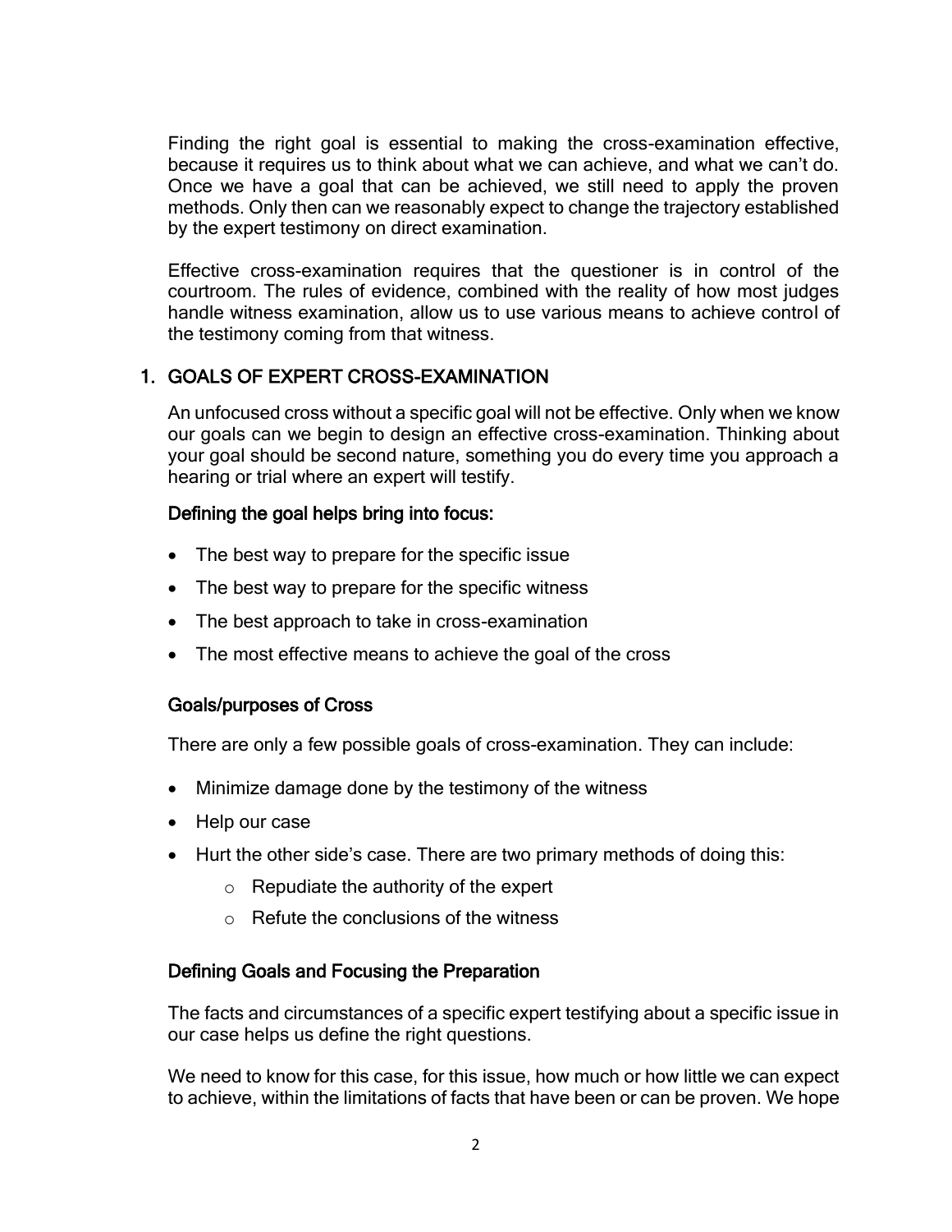Finding the right goal is essential to making the cross-examination effective, because it requires us to think about what we can achieve, and what we can't do. Once we have a goal that can be achieved, we still need to apply the proven methods. Only then can we reasonably expect to change the trajectory established by the expert testimony on direct examination.

Effective cross-examination requires that the questioner is in control of the courtroom. The rules of evidence, combined with the reality of how most judges handle witness examination, allow us to use various means to achieve control of the testimony coming from that witness.

## 1. GOALS OF EXPERT CROSS-EXAMINATION

An unfocused cross without a specific goal will not be effective. Only when we know our goals can we begin to design an effective cross-examination. Thinking about your goal should be second nature, something you do every time you approach a hearing or trial where an expert will testify.

### Defining the goal helps bring into focus:

- The best way to prepare for the specific issue
- The best way to prepare for the specific witness
- The best approach to take in cross-examination
- The most effective means to achieve the goal of the cross

### Goals/purposes of Cross

There are only a few possible goals of cross-examination. They can include:

- Minimize damage done by the testimony of the witness
- Help our case
- Hurt the other side's case. There are two primary methods of doing this:
    - Repudiate the authority of the expert
    - Refute the conclusions of the witness

### Defining Goals and Focusing the Preparation

The facts and circumstances of a specific expert testifying about a specific issue in our case helps us define the right questions.

We need to know for this case, for this issue, how much or how little we can expect to achieve, within the limitations of facts that have been or can be proven. We hope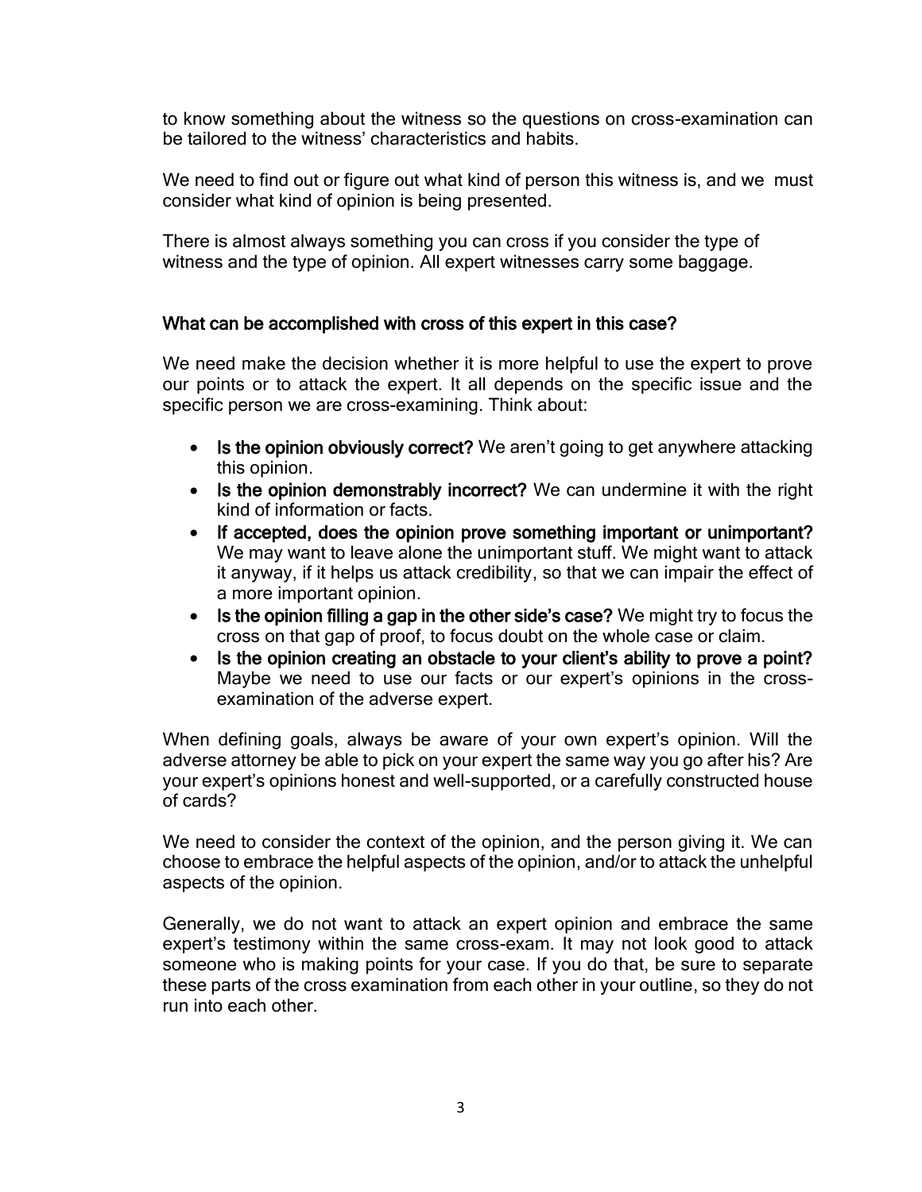to know something about the witness so the questions on cross-examination can be tailored to the witness' characteristics and habits.

We need to find out or figure out what kind of person this witness is, and we must consider what kind of opinion is being presented.

There is almost always something you can cross if you consider the type of witness and the type of opinion. All expert witnesses carry some baggage.

## What can be accomplished with cross of this expert in this case?

We need make the decision whether it is more helpful to use the expert to prove our points or to attack the expert. It all depends on the specific issue and the specific person we are cross-examining. Think about:

- **Is the opinion obviously correct?** We aren't going to get anywhere attacking this opinion.
- **Is the opinion demonstrably incorrect?** We can undermine it with the right kind of information or facts.
- **If accepted, does the opinion prove something important or unimportant?** We may want to leave alone the unimportant stuff. We might want to attack it anyway, if it helps us attack credibility, so that we can impair the effect of a more important opinion.
- **Is the opinion filling a gap in the other side's case?** We might try to focus the cross on that gap of proof, to focus doubt on the whole case or claim.
- **Is the opinion creating an obstacle to your client's ability to prove a point?** Maybe we need to use our facts or our expert's opinions in the cross-examination of the adverse expert.

When defining goals, always be aware of your own expert's opinion. Will the adverse attorney be able to pick on your expert the same way you go after his? Are your expert's opinions honest and well-supported, or a carefully constructed house of cards?

We need to consider the context of the opinion, and the person giving it. We can choose to embrace the helpful aspects of the opinion, and/or to attack the unhelpful aspects of the opinion.

Generally, we do not want to attack an expert opinion and embrace the same expert's testimony within the same cross-exam. It may not look good to attack someone who is making points for your case. If you do that, be sure to separate these parts of the cross examination from each other in your outline, so they do not run into each other.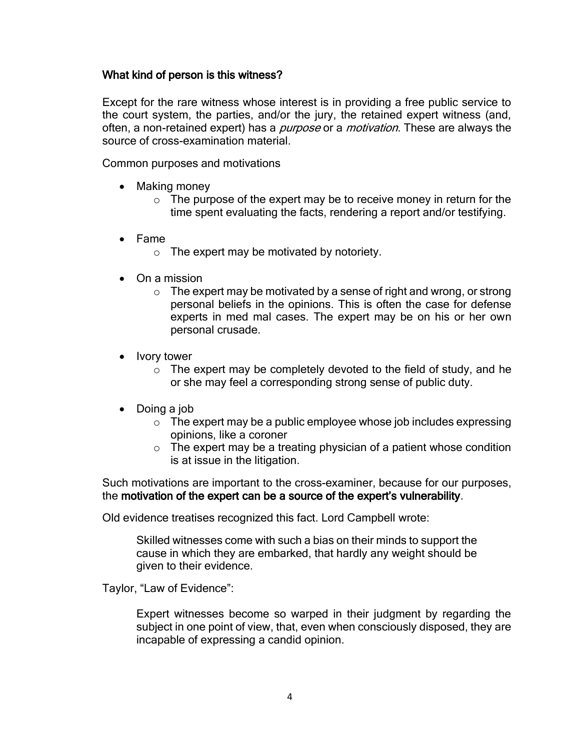**What kind of person is this witness?**

Except for the rare witness whose interest is in providing a free public service to the court system, the parties, and/or the jury, the retained expert witness (and, often, a non-retained expert) has a *purpose* or a *motivation*. These are always the source of cross-examination material.

Common purposes and motivations

- Making money
  - The purpose of the expert may be to receive money in return for the time spent evaluating the facts, rendering a report and/or testifying.
- Fame
  - The expert may be motivated by notoriety.
- On a mission
  - The expert may be motivated by a sense of right and wrong, or strong personal beliefs in the opinions. This is often the case for defense experts in med mal cases. The expert may be on his or her own personal crusade.
- Ivory tower
  - The expert may be completely devoted to the field of study, and he or she may feel a corresponding strong sense of public duty.
- Doing a job
  - The expert may be a public employee whose job includes expressing opinions, like a coroner
  - The expert may be a treating physician of a patient whose condition is at issue in the litigation.

Such motivations are important to the cross-examiner, because for our purposes, the **motivation of the expert can be a source of the expert's vulnerability**.

Old evidence treatises recognized this fact. Lord Campbell wrote:

> Skilled witnesses come with such a bias on their minds to support the cause in which they are embarked, that hardly any weight should be given to their evidence.

Taylor, "Law of Evidence":

> Expert witnesses become so warped in their judgment by regarding the subject in one point of view, that, even when consciously disposed, they are incapable of expressing a candid opinion.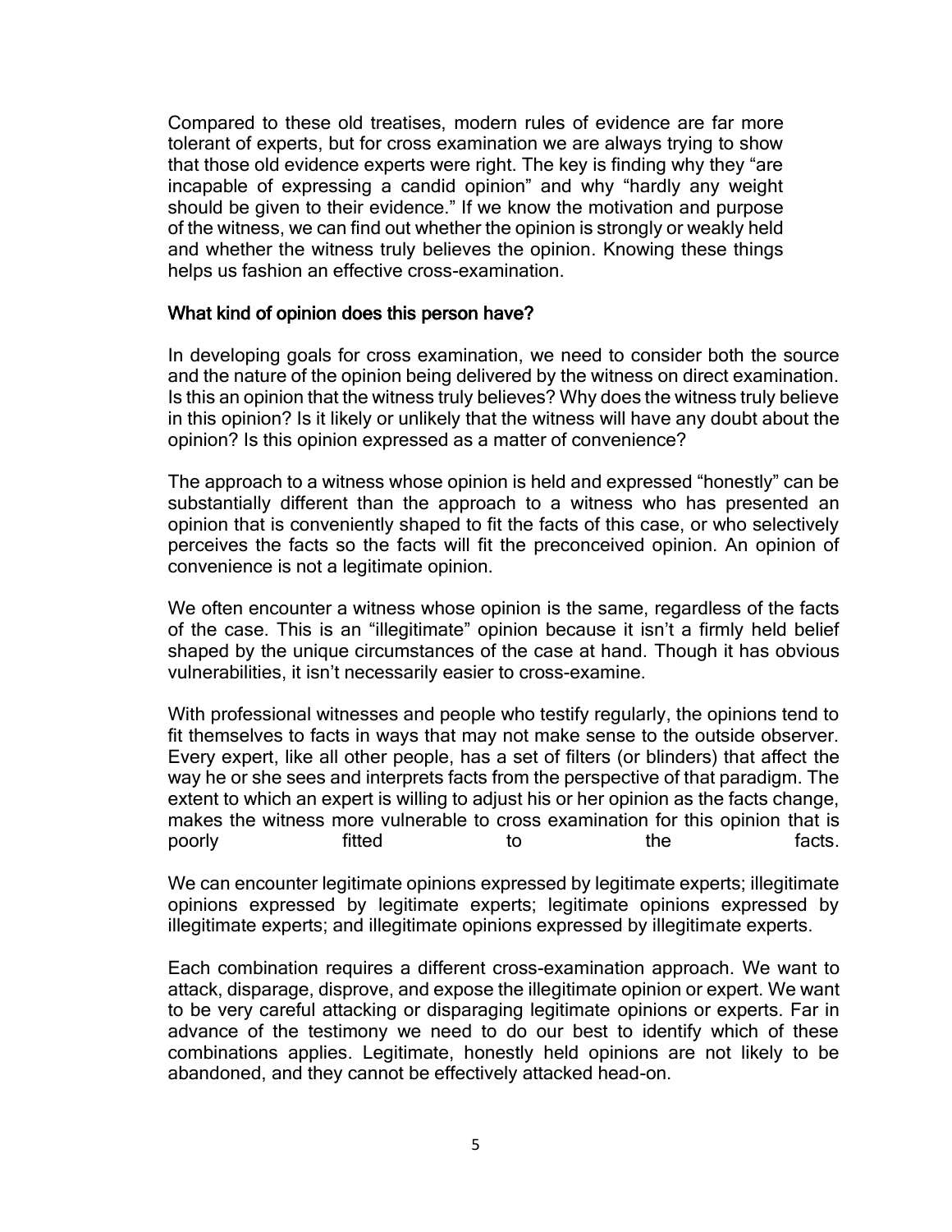Compared to these old treatises, modern rules of evidence are far more tolerant of experts, but for cross examination we are always trying to show that those old evidence experts were right. The key is finding why they "are incapable of expressing a candid opinion" and why "hardly any weight should be given to their evidence." If we know the motivation and purpose of the witness, we can find out whether the opinion is strongly or weakly held and whether the witness truly believes the opinion. Knowing these things helps us fashion an effective cross-examination.

## What kind of opinion does this person have?

In developing goals for cross examination, we need to consider both the source and the nature of the opinion being delivered by the witness on direct examination. Is this an opinion that the witness truly believes? Why does the witness truly believe in this opinion? Is it likely or unlikely that the witness will have any doubt about the opinion? Is this opinion expressed as a matter of convenience?

The approach to a witness whose opinion is held and expressed "honestly" can be substantially different than the approach to a witness who has presented an opinion that is conveniently shaped to fit the facts of this case, or who selectively perceives the facts so the facts will fit the preconceived opinion. An opinion of convenience is not a legitimate opinion.

We often encounter a witness whose opinion is the same, regardless of the facts of the case. This is an "illegitimate" opinion because it isn't a firmly held belief shaped by the unique circumstances of the case at hand. Though it has obvious vulnerabilities, it isn't necessarily easier to cross-examine.

With professional witnesses and people who testify regularly, the opinions tend to fit themselves to facts in ways that may not make sense to the outside observer. Every expert, like all other people, has a set of filters (or blinders) that affect the way he or she sees and interprets facts from the perspective of that paradigm. The extent to which an expert is willing to adjust his or her opinion as the facts change, makes the witness more vulnerable to cross examination for this opinion that is poorly fitted to the facts.

We can encounter legitimate opinions expressed by legitimate experts; illegitimate opinions expressed by legitimate experts; legitimate opinions expressed by illegitimate experts; and illegitimate opinions expressed by illegitimate experts.

Each combination requires a different cross-examination approach. We want to attack, disparage, disprove, and expose the illegitimate opinion or expert. We want to be very careful attacking or disparaging legitimate opinions or experts. Far in advance of the testimony we need to do our best to identify which of these combinations applies. Legitimate, honestly held opinions are not likely to be abandoned, and they cannot be effectively attacked head-on.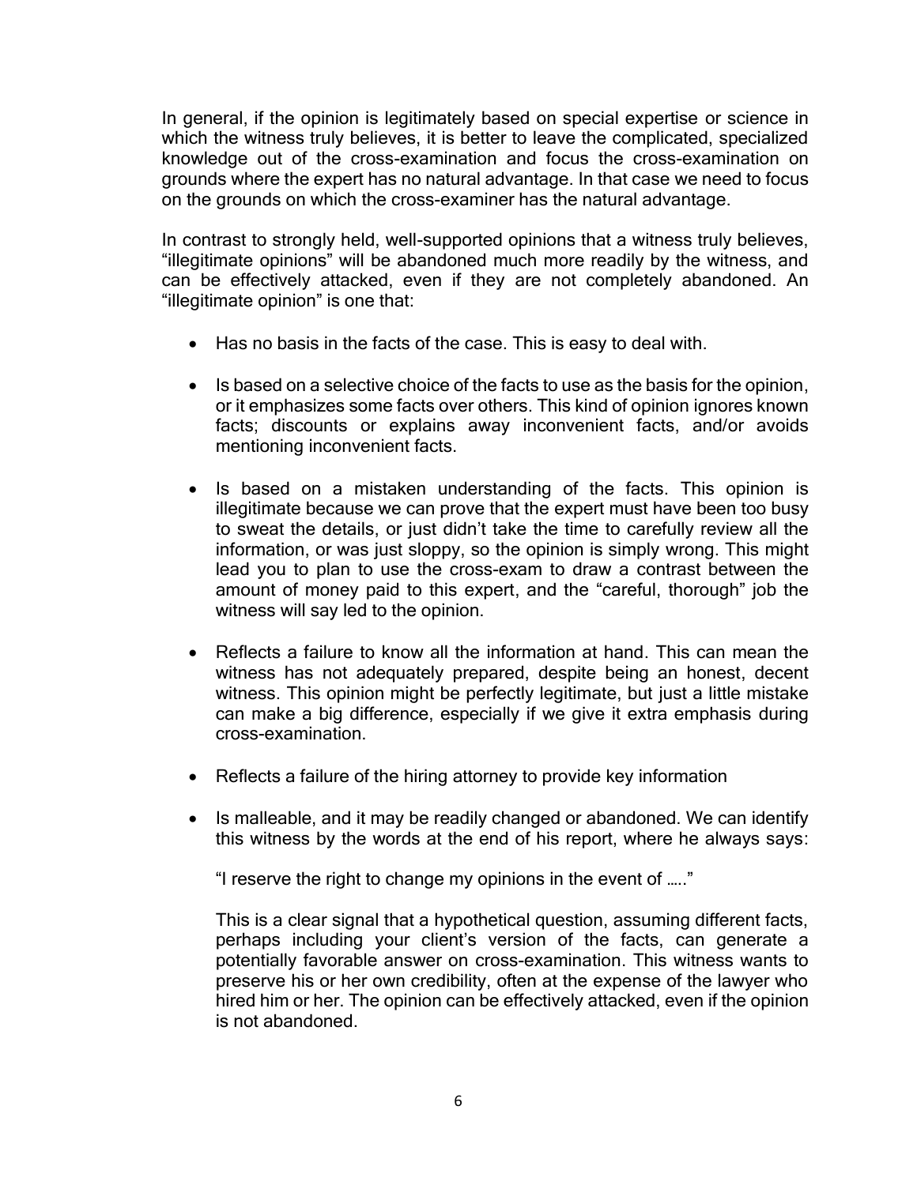In general, if the opinion is legitimately based on special expertise or science in which the witness truly believes, it is better to leave the complicated, specialized knowledge out of the cross-examination and focus the cross-examination on grounds where the expert has no natural advantage. In that case we need to focus on the grounds on which the cross-examiner has the natural advantage.

In contrast to strongly held, well-supported opinions that a witness truly believes, "illegitimate opinions" will be abandoned much more readily by the witness, and can be effectively attacked, even if they are not completely abandoned. An "illegitimate opinion" is one that:

- Has no basis in the facts of the case. This is easy to deal with.

- Is based on a selective choice of the facts to use as the basis for the opinion, or it emphasizes some facts over others. This kind of opinion ignores known facts; discounts or explains away inconvenient facts, and/or avoids mentioning inconvenient facts.

- Is based on a mistaken understanding of the facts. This opinion is illegitimate because we can prove that the expert must have been too busy to sweat the details, or just didn't take the time to carefully review all the information, or was just sloppy, so the opinion is simply wrong. This might lead you to plan to use the cross-exam to draw a contrast between the amount of money paid to this expert, and the "careful, thorough" job the witness will say led to the opinion.

- Reflects a failure to know all the information at hand. This can mean the witness has not adequately prepared, despite being an honest, decent witness. This opinion might be perfectly legitimate, but just a little mistake can make a big difference, especially if we give it extra emphasis during cross-examination.

- Reflects a failure of the hiring attorney to provide key information

- Is malleable, and it may be readily changed or abandoned. We can identify this witness by the words at the end of his report, where he always says:

  "I reserve the right to change my opinions in the event of ….."

  This is a clear signal that a hypothetical question, assuming different facts, perhaps including your client's version of the facts, can generate a potentially favorable answer on cross-examination. This witness wants to preserve his or her own credibility, often at the expense of the lawyer who hired him or her. The opinion can be effectively attacked, even if the opinion is not abandoned.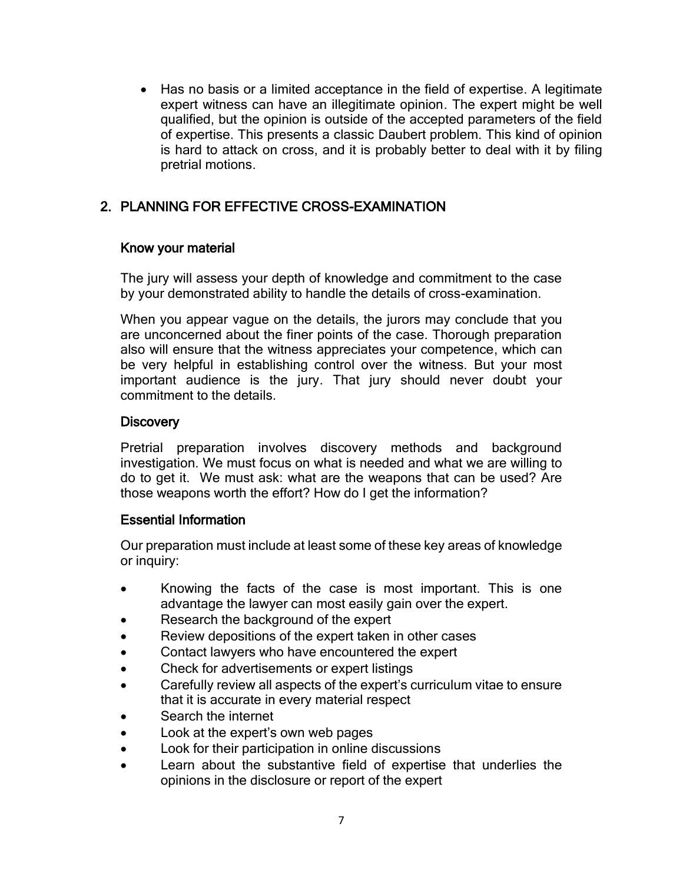- Has no basis or a limited acceptance in the field of expertise. A legitimate expert witness can have an illegitimate opinion. The expert might be well qualified, but the opinion is outside of the accepted parameters of the field of expertise. This presents a classic Daubert problem. This kind of opinion is hard to attack on cross, and it is probably better to deal with it by filing pretrial motions.

## 2. PLANNING FOR EFFECTIVE CROSS-EXAMINATION

### Know your material

The jury will assess your depth of knowledge and commitment to the case by your demonstrated ability to handle the details of cross-examination.

When you appear vague on the details, the jurors may conclude that you are unconcerned about the finer points of the case. Thorough preparation also will ensure that the witness appreciates your competence, which can be very helpful in establishing control over the witness. But your most important audience is the jury. That jury should never doubt your commitment to the details.

### Discovery

Pretrial preparation involves discovery methods and background investigation. We must focus on what is needed and what we are willing to do to get it. We must ask: what are the weapons that can be used? Are those weapons worth the effort? How do I get the information?

### Essential Information

Our preparation must include at least some of these key areas of knowledge or inquiry:

- Knowing the facts of the case is most important. This is one advantage the lawyer can most easily gain over the expert.
- Research the background of the expert
- Review depositions of the expert taken in other cases
- Contact lawyers who have encountered the expert
- Check for advertisements or expert listings
- Carefully review all aspects of the expert's curriculum vitae to ensure that it is accurate in every material respect
- Search the internet
- Look at the expert's own web pages
- Look for their participation in online discussions
- Learn about the substantive field of expertise that underlies the opinions in the disclosure or report of the expert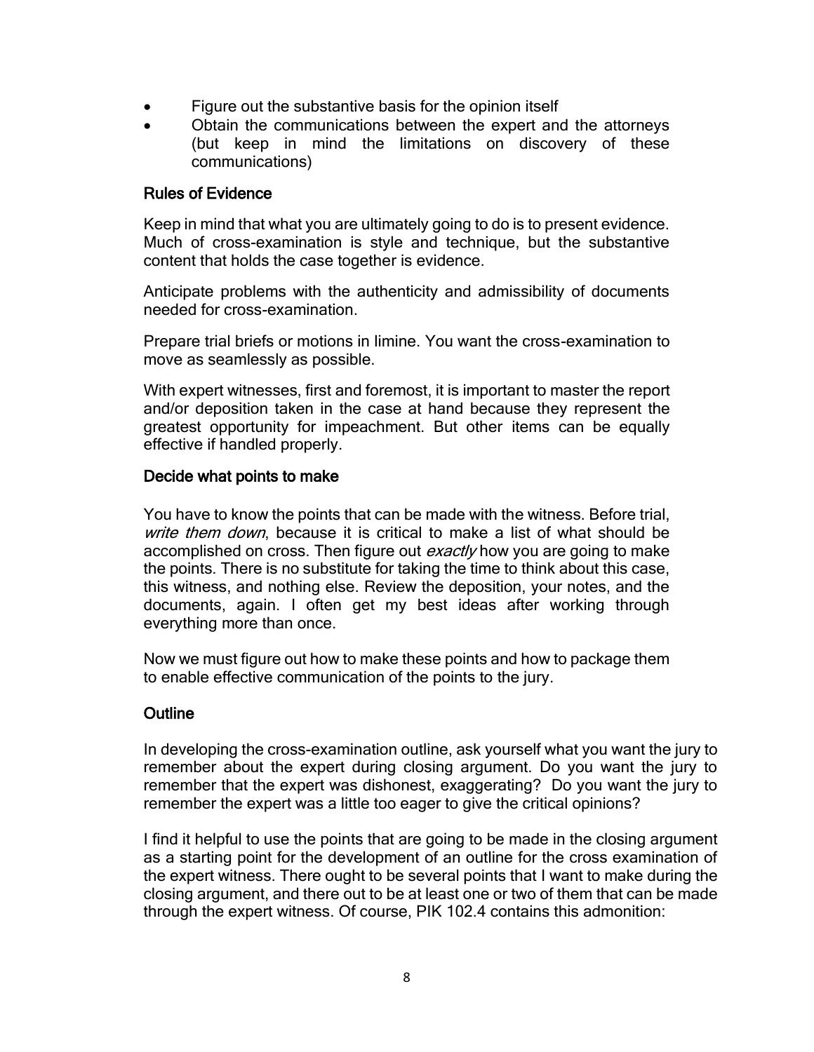- Figure out the substantive basis for the opinion itself
- Obtain the communications between the expert and the attorneys (but keep in mind the limitations on discovery of these communications)

## Rules of Evidence

Keep in mind that what you are ultimately going to do is to present evidence. Much of cross-examination is style and technique, but the substantive content that holds the case together is evidence.

Anticipate problems with the authenticity and admissibility of documents needed for cross-examination.

Prepare trial briefs or motions in limine. You want the cross-examination to move as seamlessly as possible.

With expert witnesses, first and foremost, it is important to master the report and/or deposition taken in the case at hand because they represent the greatest opportunity for impeachment. But other items can be equally effective if handled properly.

## Decide what points to make

You have to know the points that can be made with the witness. Before trial, *write them down*, because it is critical to make a list of what should be accomplished on cross. Then figure out *exactly* how you are going to make the points. There is no substitute for taking the time to think about this case, this witness, and nothing else. Review the deposition, your notes, and the documents, again. I often get my best ideas after working through everything more than once.

Now we must figure out how to make these points and how to package them to enable effective communication of the points to the jury.

## Outline

In developing the cross-examination outline, ask yourself what you want the jury to remember about the expert during closing argument. Do you want the jury to remember that the expert was dishonest, exaggerating? Do you want the jury to remember the expert was a little too eager to give the critical opinions?

I find it helpful to use the points that are going to be made in the closing argument as a starting point for the development of an outline for the cross examination of the expert witness. There ought to be several points that I want to make during the closing argument, and there out to be at least one or two of them that can be made through the expert witness. Of course, PIK 102.4 contains this admonition: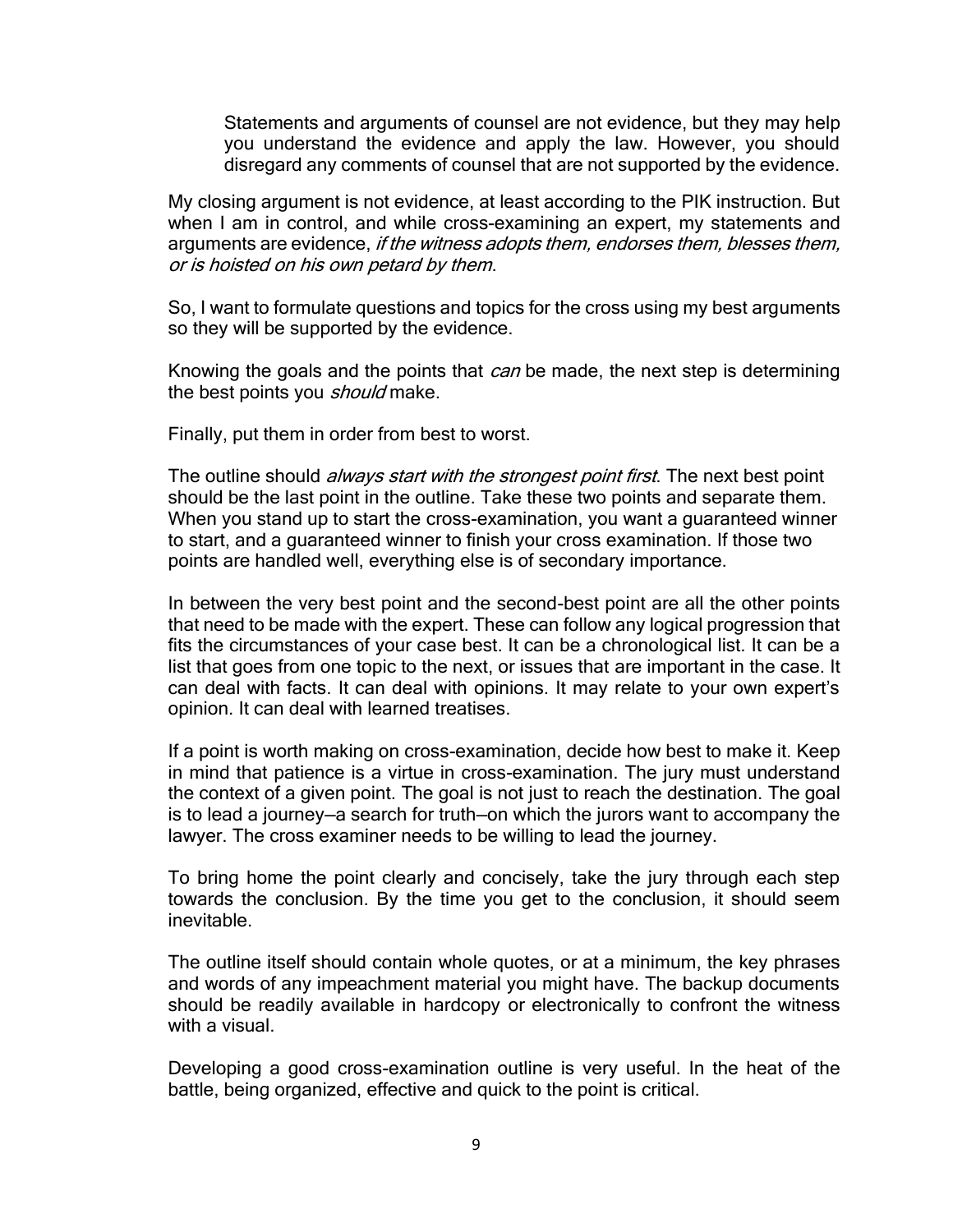> Statements and arguments of counsel are not evidence, but they may help you understand the evidence and apply the law. However, you should disregard any comments of counsel that are not supported by the evidence.

My closing argument is not evidence, at least according to the PIK instruction. But when I am in control, and while cross-examining an expert, my statements and arguments are evidence, *if the witness adopts them, endorses them, blesses them, or is hoisted on his own petard by them*.

So, I want to formulate questions and topics for the cross using my best arguments so they will be supported by the evidence.

Knowing the goals and the points that *can* be made, the next step is determining the best points you *should* make.

Finally, put them in order from best to worst.

The outline should *always start with the strongest point first*. The next best point should be the last point in the outline. Take these two points and separate them. When you stand up to start the cross-examination, you want a guaranteed winner to start, and a guaranteed winner to finish your cross examination. If those two points are handled well, everything else is of secondary importance.

In between the very best point and the second-best point are all the other points that need to be made with the expert. These can follow any logical progression that fits the circumstances of your case best. It can be a chronological list. It can be a list that goes from one topic to the next, or issues that are important in the case. It can deal with facts. It can deal with opinions. It may relate to your own expert's opinion. It can deal with learned treatises.

If a point is worth making on cross-examination, decide how best to make it. Keep in mind that patience is a virtue in cross-examination. The jury must understand the context of a given point. The goal is not just to reach the destination. The goal is to lead a journey—a search for truth—on which the jurors want to accompany the lawyer. The cross examiner needs to be willing to lead the journey.

To bring home the point clearly and concisely, take the jury through each step towards the conclusion. By the time you get to the conclusion, it should seem inevitable.

The outline itself should contain whole quotes, or at a minimum, the key phrases and words of any impeachment material you might have. The backup documents should be readily available in hardcopy or electronically to confront the witness with a visual.

Developing a good cross-examination outline is very useful. In the heat of the battle, being organized, effective and quick to the point is critical.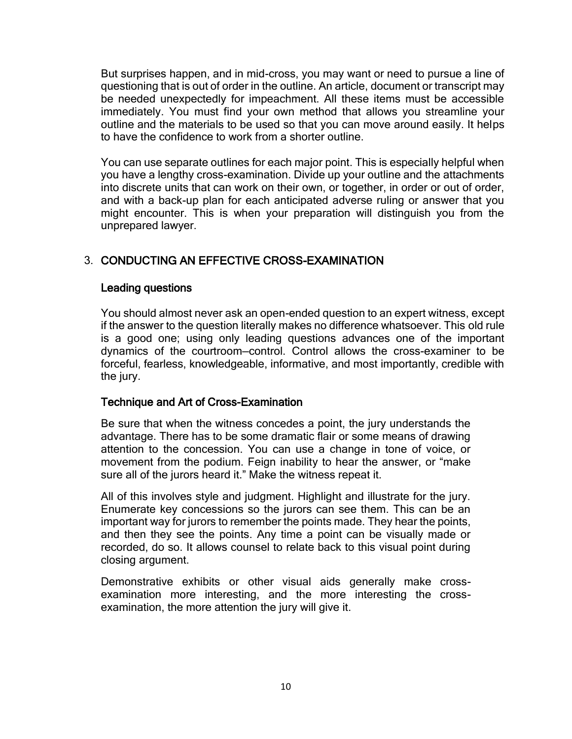But surprises happen, and in mid-cross, you may want or need to pursue a line of questioning that is out of order in the outline. An article, document or transcript may be needed unexpectedly for impeachment. All these items must be accessible immediately. You must find your own method that allows you streamline your outline and the materials to be used so that you can move around easily. It helps to have the confidence to work from a shorter outline.

You can use separate outlines for each major point. This is especially helpful when you have a lengthy cross-examination. Divide up your outline and the attachments into discrete units that can work on their own, or together, in order or out of order, and with a back-up plan for each anticipated adverse ruling or answer that you might encounter. This is when your preparation will distinguish you from the unprepared lawyer.

## 3. CONDUCTING AN EFFECTIVE CROSS-EXAMINATION

### Leading questions

You should almost never ask an open-ended question to an expert witness, except if the answer to the question literally makes no difference whatsoever. This old rule is a good one; using only leading questions advances one of the important dynamics of the courtroom—control. Control allows the cross-examiner to be forceful, fearless, knowledgeable, informative, and most importantly, credible with the jury.

### Technique and Art of Cross-Examination

Be sure that when the witness concedes a point, the jury understands the advantage. There has to be some dramatic flair or some means of drawing attention to the concession. You can use a change in tone of voice, or movement from the podium. Feign inability to hear the answer, or "make sure all of the jurors heard it." Make the witness repeat it.

All of this involves style and judgment. Highlight and illustrate for the jury. Enumerate key concessions so the jurors can see them. This can be an important way for jurors to remember the points made. They hear the points, and then they see the points. Any time a point can be visually made or recorded, do so. It allows counsel to relate back to this visual point during closing argument.

Demonstrative exhibits or other visual aids generally make cross-examination more interesting, and the more interesting the cross-examination, the more attention the jury will give it.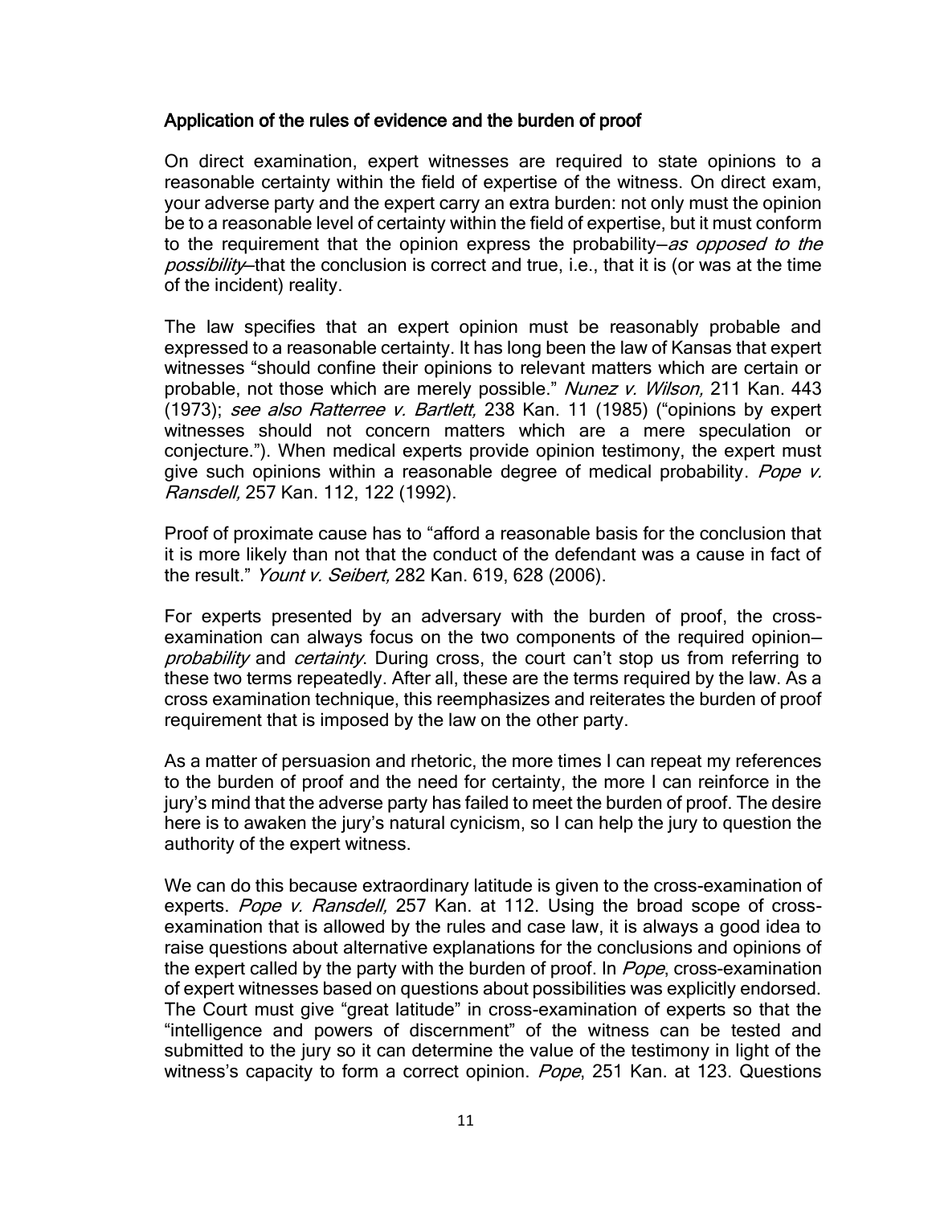### Application of the rules of evidence and the burden of proof

On direct examination, expert witnesses are required to state opinions to a reasonable certainty within the field of expertise of the witness. On direct exam, your adverse party and the expert carry an extra burden: not only must the opinion be to a reasonable level of certainty within the field of expertise, but it must conform to the requirement that the opinion express the probability—*as opposed to the possibility*—that the conclusion is correct and true, i.e., that it is (or was at the time of the incident) reality.

The law specifies that an expert opinion must be reasonably probable and expressed to a reasonable certainty. It has long been the law of Kansas that expert witnesses "should confine their opinions to relevant matters which are certain or probable, not those which are merely possible." *Nunez v. Wilson,* 211 Kan. 443 (1973); *see also Ratterree v. Bartlett,* 238 Kan. 11 (1985) ("opinions by expert witnesses should not concern matters which are a mere speculation or conjecture."). When medical experts provide opinion testimony, the expert must give such opinions within a reasonable degree of medical probability. *Pope v. Ransdell,* 257 Kan. 112, 122 (1992).

Proof of proximate cause has to "afford a reasonable basis for the conclusion that it is more likely than not that the conduct of the defendant was a cause in fact of the result." *Yount v. Seibert,* 282 Kan. 619, 628 (2006).

For experts presented by an adversary with the burden of proof, the cross-examination can always focus on the two components of the required opinion—*probability* and *certainty*. During cross, the court can't stop us from referring to these two terms repeatedly. After all, these are the terms required by the law. As a cross examination technique, this reemphasizes and reiterates the burden of proof requirement that is imposed by the law on the other party.

As a matter of persuasion and rhetoric, the more times I can repeat my references to the burden of proof and the need for certainty, the more I can reinforce in the jury's mind that the adverse party has failed to meet the burden of proof. The desire here is to awaken the jury's natural cynicism, so I can help the jury to question the authority of the expert witness.

We can do this because extraordinary latitude is given to the cross-examination of experts. *Pope v. Ransdell,* 257 Kan. at 112. Using the broad scope of cross-examination that is allowed by the rules and case law, it is always a good idea to raise questions about alternative explanations for the conclusions and opinions of the expert called by the party with the burden of proof. In *Pope*, cross-examination of expert witnesses based on questions about possibilities was explicitly endorsed. The Court must give "great latitude" in cross-examination of experts so that the "intelligence and powers of discernment" of the witness can be tested and submitted to the jury so it can determine the value of the testimony in light of the witness's capacity to form a correct opinion. *Pope*, 251 Kan. at 123. Questions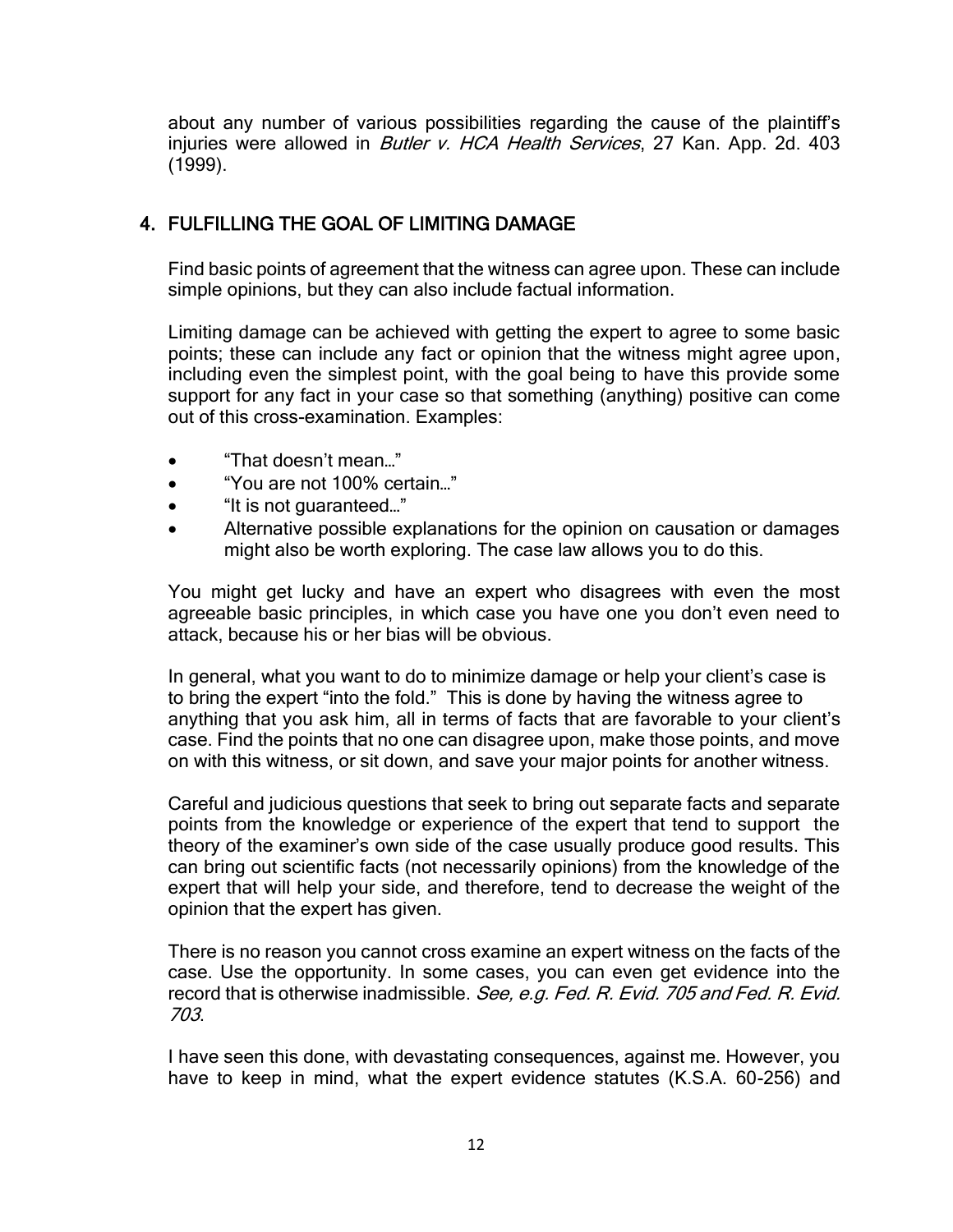about any number of various possibilities regarding the cause of the plaintiff's injuries were allowed in *Butler v. HCA Health Services*, 27 Kan. App. 2d. 403 (1999).

## 4. FULFILLING THE GOAL OF LIMITING DAMAGE

Find basic points of agreement that the witness can agree upon. These can include simple opinions, but they can also include factual information.

Limiting damage can be achieved with getting the expert to agree to some basic points; these can include any fact or opinion that the witness might agree upon, including even the simplest point, with the goal being to have this provide some support for any fact in your case so that something (anything) positive can come out of this cross-examination. Examples:

- "That doesn't mean…"
- "You are not 100% certain…"
- "It is not guaranteed…"
- Alternative possible explanations for the opinion on causation or damages might also be worth exploring. The case law allows you to do this.

You might get lucky and have an expert who disagrees with even the most agreeable basic principles, in which case you have one you don't even need to attack, because his or her bias will be obvious.

In general, what you want to do to minimize damage or help your client's case is to bring the expert "into the fold." This is done by having the witness agree to anything that you ask him, all in terms of facts that are favorable to your client's case. Find the points that no one can disagree upon, make those points, and move on with this witness, or sit down, and save your major points for another witness.

Careful and judicious questions that seek to bring out separate facts and separate points from the knowledge or experience of the expert that tend to support the theory of the examiner's own side of the case usually produce good results. This can bring out scientific facts (not necessarily opinions) from the knowledge of the expert that will help your side, and therefore, tend to decrease the weight of the opinion that the expert has given.

There is no reason you cannot cross examine an expert witness on the facts of the case. Use the opportunity. In some cases, you can even get evidence into the record that is otherwise inadmissible. *See, e.g. Fed. R. Evid. 705 and Fed. R. Evid. 703*.

I have seen this done, with devastating consequences, against me. However, you have to keep in mind, what the expert evidence statutes (K.S.A. 60-256) and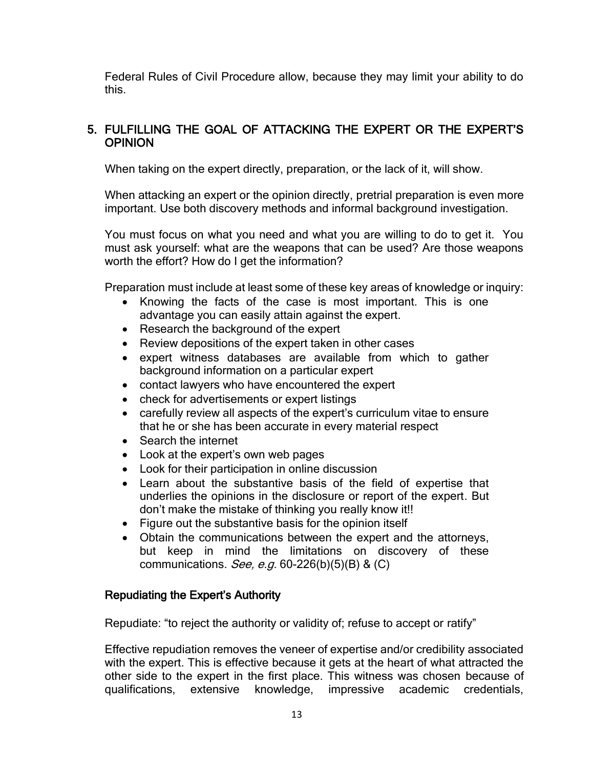Federal Rules of Civil Procedure allow, because they may limit your ability to do this.

## 5. FULFILLING THE GOAL OF ATTACKING THE EXPERT OR THE EXPERT'S OPINION

When taking on the expert directly, preparation, or the lack of it, will show.

When attacking an expert or the opinion directly, pretrial preparation is even more important. Use both discovery methods and informal background investigation.

You must focus on what you need and what you are willing to do to get it. You must ask yourself: what are the weapons that can be used? Are those weapons worth the effort? How do I get the information?

Preparation must include at least some of these key areas of knowledge or inquiry:

- Knowing the facts of the case is most important. This is one advantage you can easily attain against the expert.
- Research the background of the expert
- Review depositions of the expert taken in other cases
- expert witness databases are available from which to gather background information on a particular expert
- contact lawyers who have encountered the expert
- check for advertisements or expert listings
- carefully review all aspects of the expert's curriculum vitae to ensure that he or she has been accurate in every material respect
- Search the internet
- Look at the expert's own web pages
- Look for their participation in online discussion
- Learn about the substantive basis of the field of expertise that underlies the opinions in the disclosure or report of the expert. But don't make the mistake of thinking you really know it!!
- Figure out the substantive basis for the opinion itself
- Obtain the communications between the expert and the attorneys, but keep in mind the limitations on discovery of these communications. *See, e.g.* 60-226(b)(5)(B) & (C)

### Repudiating the Expert's Authority

Repudiate: "to reject the authority or validity of; refuse to accept or ratify"

Effective repudiation removes the veneer of expertise and/or credibility associated with the expert. This is effective because it gets at the heart of what attracted the other side to the expert in the first place. This witness was chosen because of qualifications, extensive knowledge, impressive academic credentials,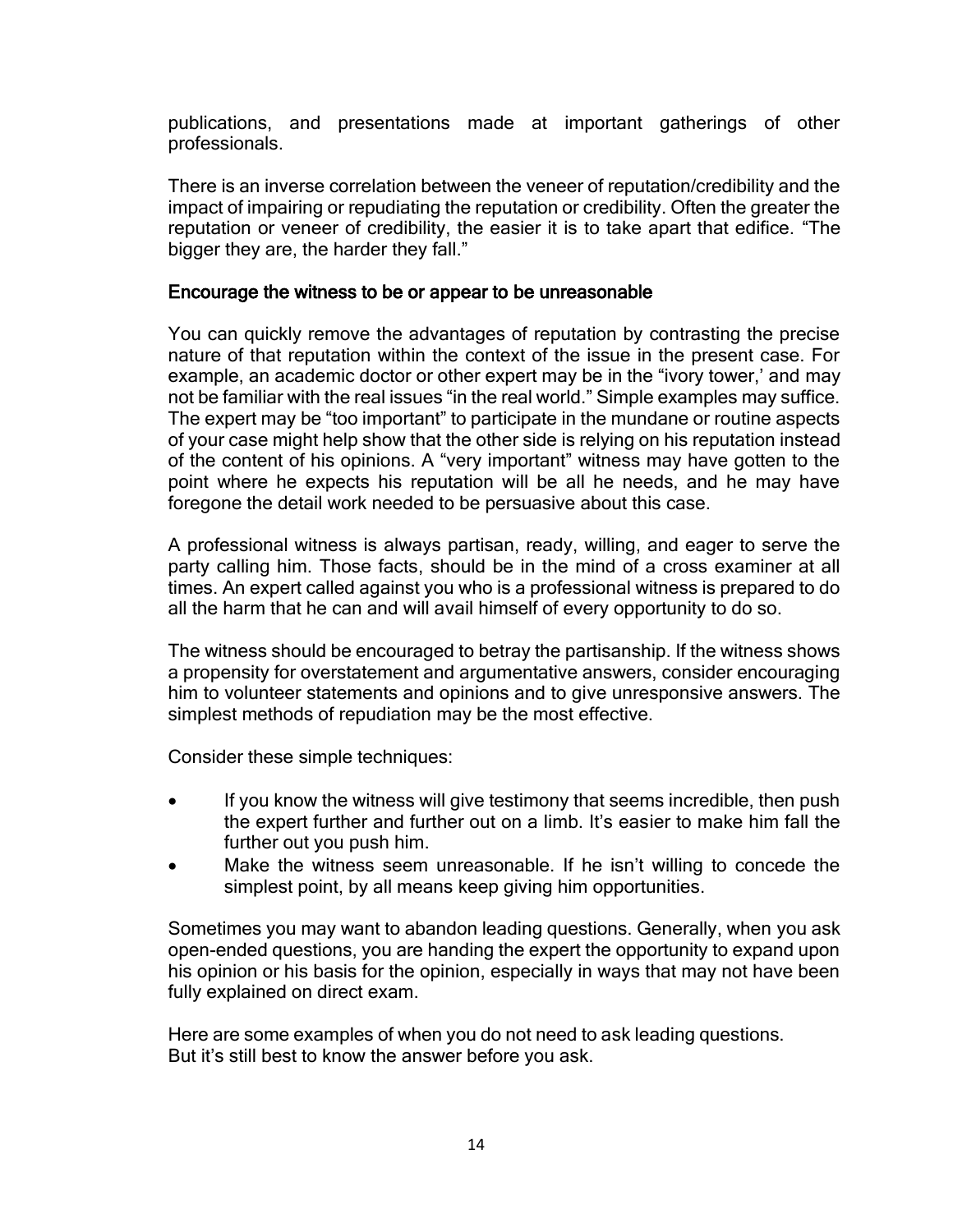publications, and presentations made at important gatherings of other professionals.

There is an inverse correlation between the veneer of reputation/credibility and the impact of impairing or repudiating the reputation or credibility. Often the greater the reputation or veneer of credibility, the easier it is to take apart that edifice. "The bigger they are, the harder they fall."

### Encourage the witness to be or appear to be unreasonable

You can quickly remove the advantages of reputation by contrasting the precise nature of that reputation within the context of the issue in the present case. For example, an academic doctor or other expert may be in the "ivory tower,' and may not be familiar with the real issues "in the real world." Simple examples may suffice. The expert may be "too important" to participate in the mundane or routine aspects of your case might help show that the other side is relying on his reputation instead of the content of his opinions. A "very important" witness may have gotten to the point where he expects his reputation will be all he needs, and he may have foregone the detail work needed to be persuasive about this case.

A professional witness is always partisan, ready, willing, and eager to serve the party calling him. Those facts, should be in the mind of a cross examiner at all times. An expert called against you who is a professional witness is prepared to do all the harm that he can and will avail himself of every opportunity to do so.

The witness should be encouraged to betray the partisanship. If the witness shows a propensity for overstatement and argumentative answers, consider encouraging him to volunteer statements and opinions and to give unresponsive answers. The simplest methods of repudiation may be the most effective.

Consider these simple techniques:

- If you know the witness will give testimony that seems incredible, then push the expert further and further out on a limb. It's easier to make him fall the further out you push him.
- Make the witness seem unreasonable. If he isn't willing to concede the simplest point, by all means keep giving him opportunities.

Sometimes you may want to abandon leading questions. Generally, when you ask open-ended questions, you are handing the expert the opportunity to expand upon his opinion or his basis for the opinion, especially in ways that may not have been fully explained on direct exam.

Here are some examples of when you do not need to ask leading questions.
But it's still best to know the answer before you ask.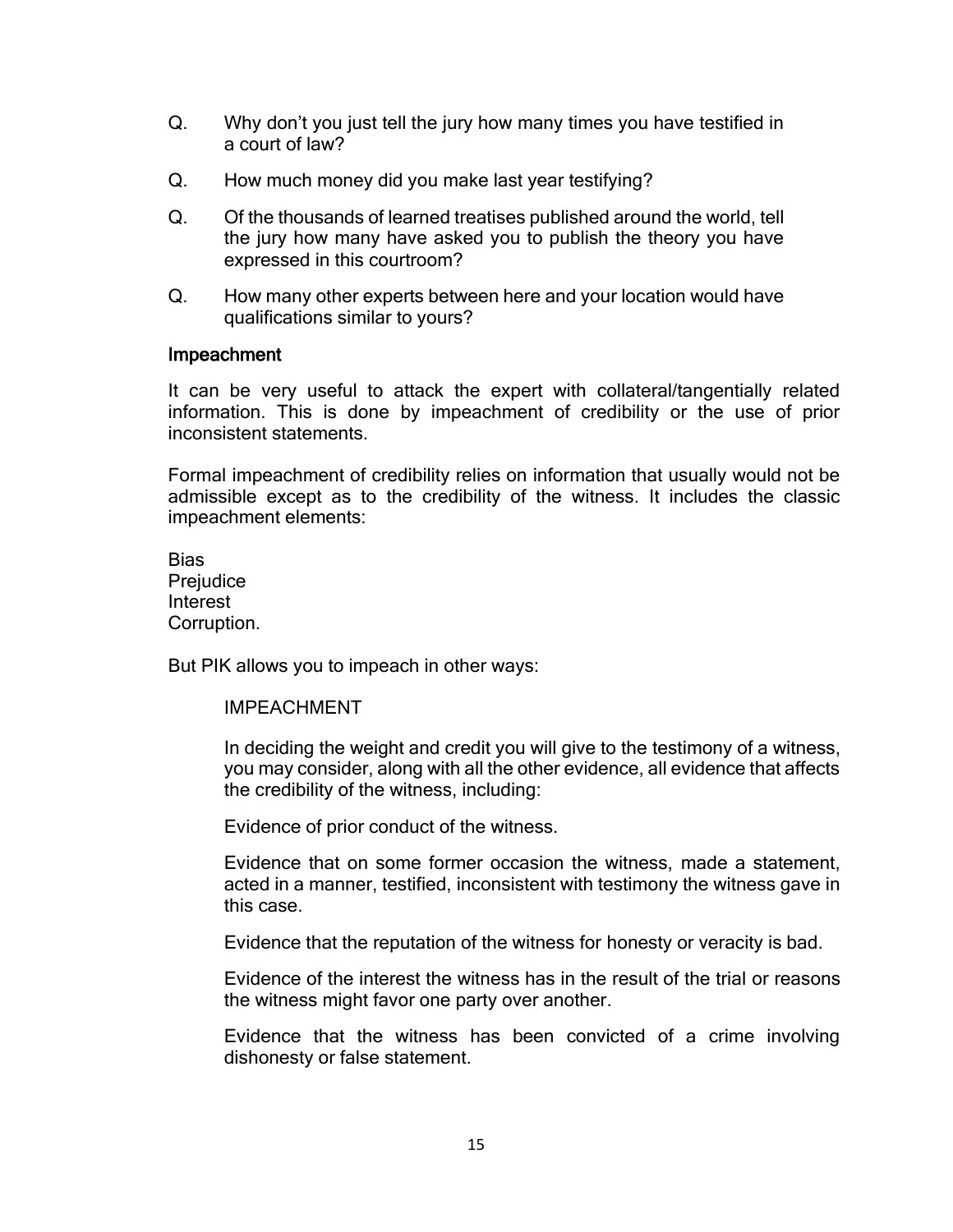Q. Why don't you just tell the jury how many times you have testified in a court of law?

Q. How much money did you make last year testifying?

Q. Of the thousands of learned treatises published around the world, tell the jury how many have asked you to publish the theory you have expressed in this courtroom?

Q. How many other experts between here and your location would have qualifications similar to yours?

### Impeachment

It can be very useful to attack the expert with collateral/tangentially related information. This is done by impeachment of credibility or the use of prior inconsistent statements.

Formal impeachment of credibility relies on information that usually would not be admissible except as to the credibility of the witness. It includes the classic impeachment elements:

Bias
Prejudice
Interest
Corruption.

But PIK allows you to impeach in other ways:

> IMPEACHMENT
>
> In deciding the weight and credit you will give to the testimony of a witness, you may consider, along with all the other evidence, all evidence that affects the credibility of the witness, including:
>
> Evidence of prior conduct of the witness.
>
> Evidence that on some former occasion the witness, made a statement, acted in a manner, testified, inconsistent with testimony the witness gave in this case.
>
> Evidence that the reputation of the witness for honesty or veracity is bad.
>
> Evidence of the interest the witness has in the result of the trial or reasons the witness might favor one party over another.
>
> Evidence that the witness has been convicted of a crime involving dishonesty or false statement.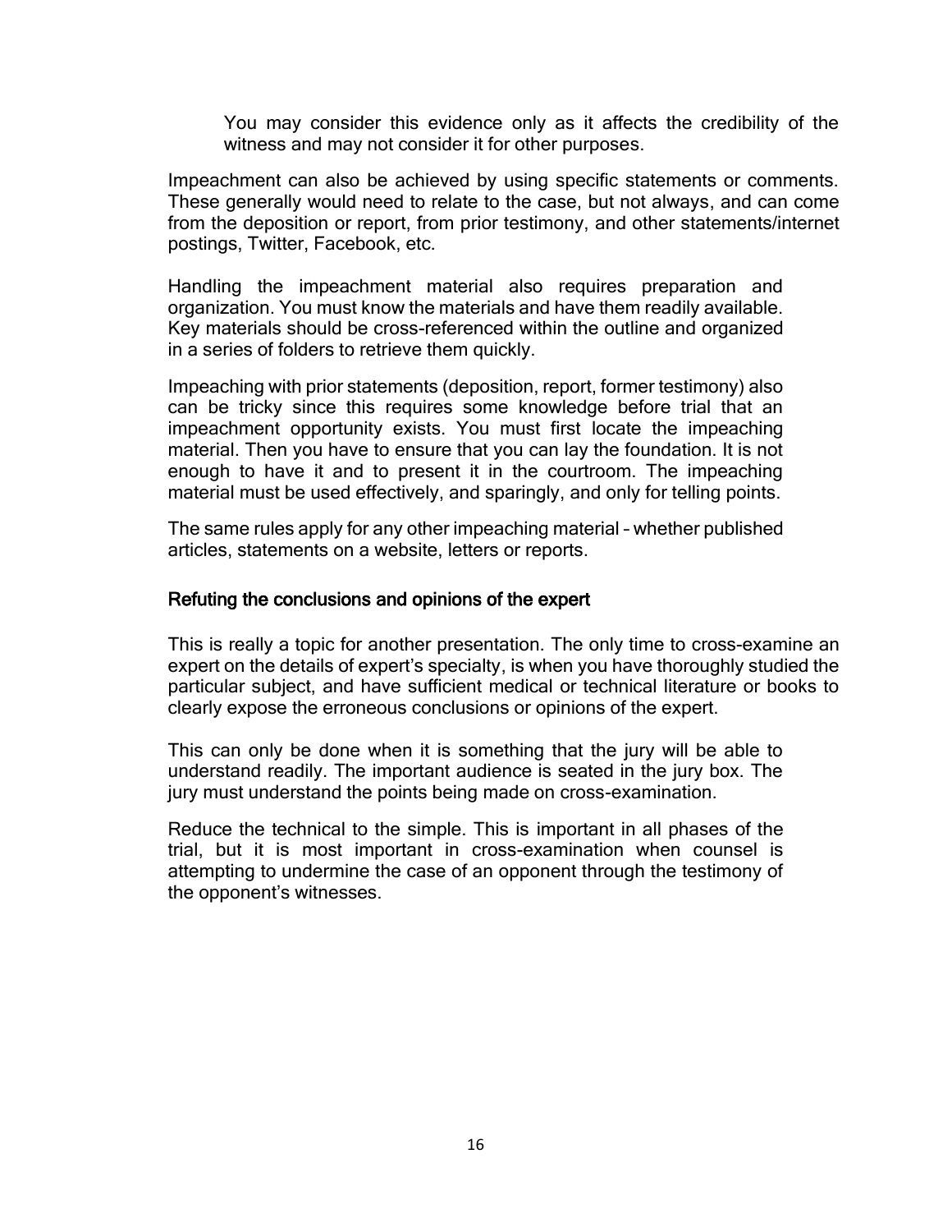> You may consider this evidence only as it affects the credibility of the witness and may not consider it for other purposes.

Impeachment can also be achieved by using specific statements or comments. These generally would need to relate to the case, but not always, and can come from the deposition or report, from prior testimony, and other statements/internet postings, Twitter, Facebook, etc.

Handling the impeachment material also requires preparation and organization. You must know the materials and have them readily available. Key materials should be cross-referenced within the outline and organized in a series of folders to retrieve them quickly.

Impeaching with prior statements (deposition, report, former testimony) also can be tricky since this requires some knowledge before trial that an impeachment opportunity exists. You must first locate the impeaching material. Then you have to ensure that you can lay the foundation. It is not enough to have it and to present it in the courtroom. The impeaching material must be used effectively, and sparingly, and only for telling points.

The same rules apply for any other impeaching material – whether published articles, statements on a website, letters or reports.

### Refuting the conclusions and opinions of the expert

This is really a topic for another presentation. The only time to cross-examine an expert on the details of expert's specialty, is when you have thoroughly studied the particular subject, and have sufficient medical or technical literature or books to clearly expose the erroneous conclusions or opinions of the expert.

This can only be done when it is something that the jury will be able to understand readily. The important audience is seated in the jury box. The jury must understand the points being made on cross-examination.

Reduce the technical to the simple. This is important in all phases of the trial, but it is most important in cross-examination when counsel is attempting to undermine the case of an opponent through the testimony of the opponent's witnesses.